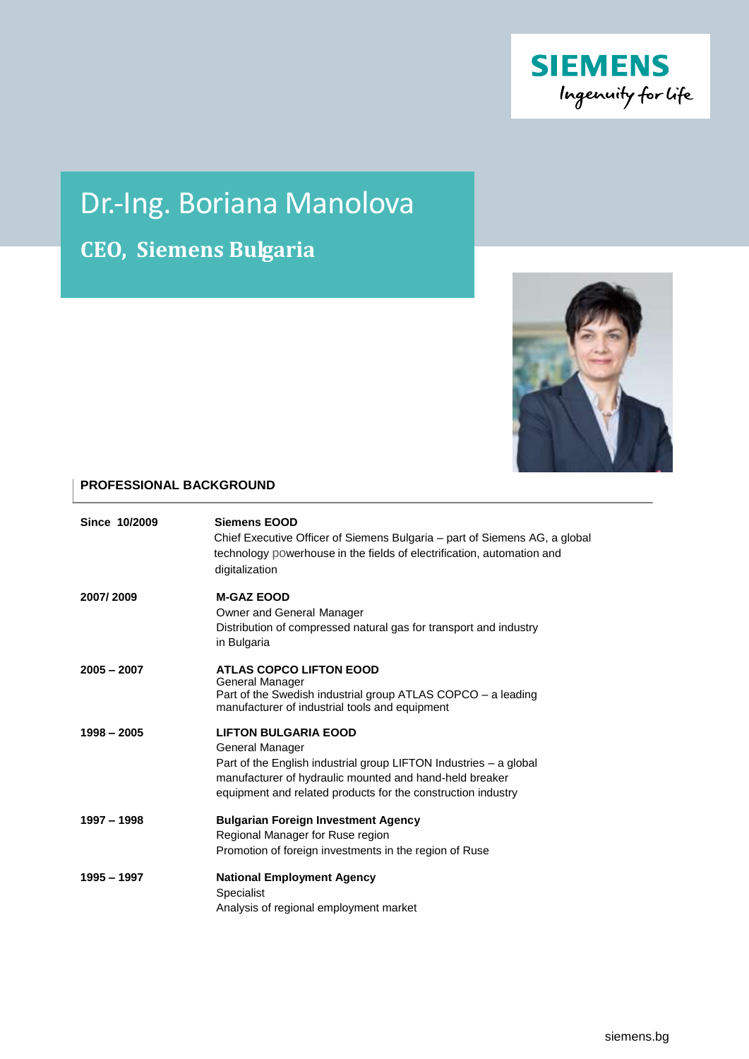# Dr.-Ing. Boriana Manolova

## CEO, Siemens Bulgaria

### PROFESSIONAL BACKGROUND

| | |
|---|---|
| **Since 10/2009** | **Siemens EOOD**<br>Chief Executive Officer of Siemens Bulgaria – part of Siemens AG, a global technology powerhouse in the fields of electrification, automation and digitalization |
| **2007/ 2009** | **M-GAZ EOOD**<br>Owner and General Manager<br>Distribution of compressed natural gas for transport and industry in Bulgaria |
| **2005 – 2007** | **ATLAS COPCO LIFTON EOOD**<br>General Manager<br>Part of the Swedish industrial group ATLAS COPCO – a leading manufacturer of industrial tools and equipment |
| **1998 – 2005** | **LIFTON BULGARIA EOOD**<br>General Manager<br>Part of the English industrial group LIFTON Industries – a global manufacturer of hydraulic mounted and hand-held breaker equipment and related products for the construction industry |
| **1997 – 1998** | **Bulgarian Foreign Investment Agency**<br>Regional Manager for Ruse region<br>Promotion of foreign investments in the region of Ruse |
| **1995 – 1997** | **National Employment Agency**<br>Specialist<br>Analysis of regional employment market |

siemens.bg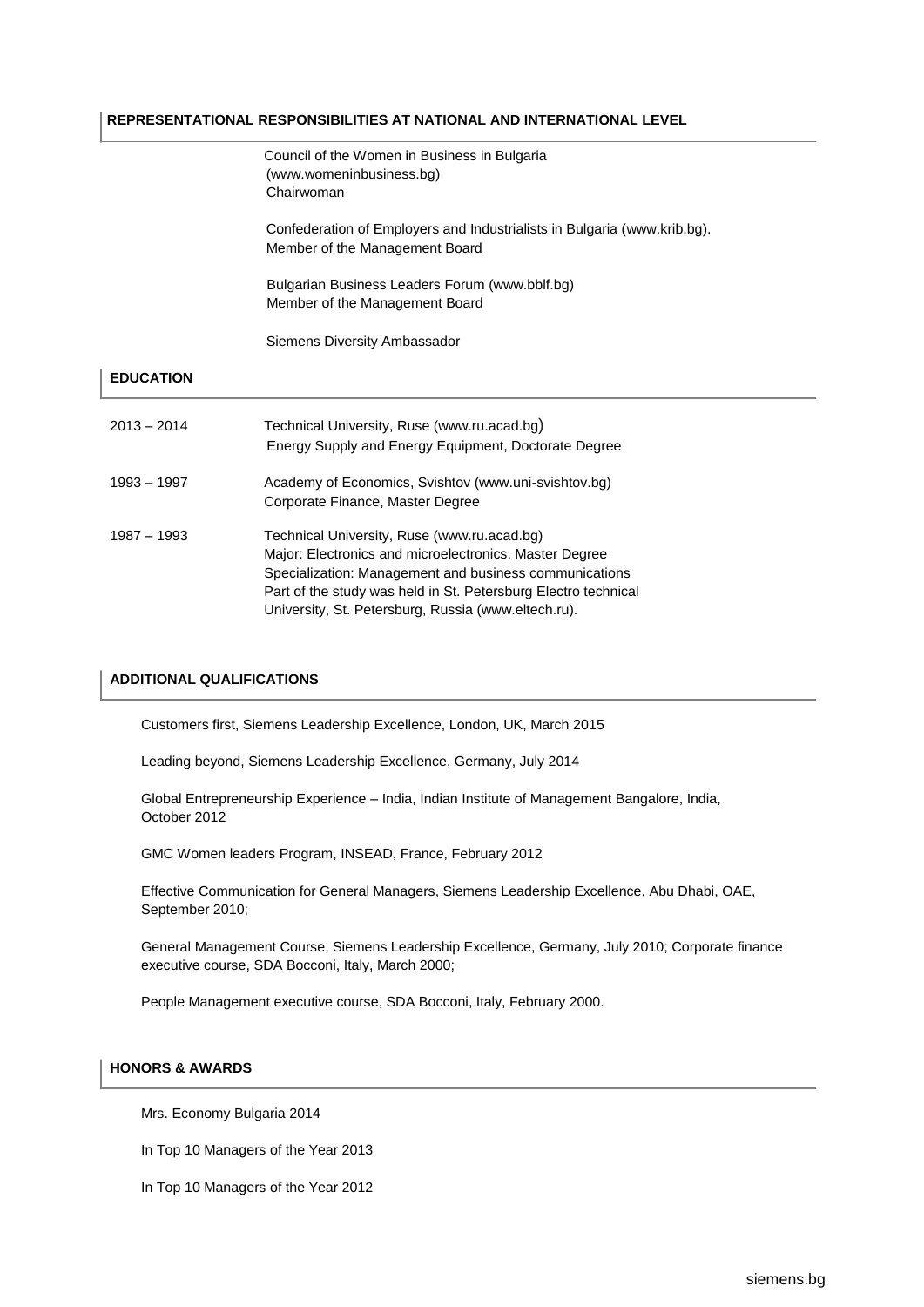## REPRESENTATIONAL RESPONSIBILITIES AT NATIONAL AND INTERNATIONAL LEVEL

Council of the Women in Business in Bulgaria
(www.womeninbusiness.bg)
Chairwoman

Confederation of Employers and Industrialists in Bulgaria (www.krib.bg).
Member of the Management Board

Bulgarian Business Leaders Forum (www.bblf.bg)
Member of the Management Board

Siemens Diversity Ambassador

## EDUCATION

| | |
|---|---|
| 2013 – 2014 | Technical University, Ruse (www.ru.acad.bg)<br>Energy Supply and Energy Equipment, Doctorate Degree |
| 1993 – 1997 | Academy of Economics, Svishtov (www.uni-svishtov.bg)<br>Corporate Finance, Master Degree |
| 1987 – 1993 | Technical University, Ruse (www.ru.acad.bg)<br>Major: Electronics and microelectronics, Master Degree<br>Specialization: Management and business communications<br>Part of the study was held in St. Petersburg Electro technical University, St. Petersburg, Russia (www.eltech.ru). |

## ADDITIONAL QUALIFICATIONS

Customers first, Siemens Leadership Excellence, London, UK, March 2015

Leading beyond, Siemens Leadership Excellence, Germany, July 2014

Global Entrepreneurship Experience – India, Indian Institute of Management Bangalore, India, October 2012

GMC Women leaders Program, INSEAD, France, February 2012

Effective Communication for General Managers, Siemens Leadership Excellence, Abu Dhabi, OAE, September 2010;

General Management Course, Siemens Leadership Excellence, Germany, July 2010; Corporate finance executive course, SDA Bocconi, Italy, March 2000;

People Management executive course, SDA Bocconi, Italy, February 2000.

## HONORS & AWARDS

Mrs. Economy Bulgaria 2014

In Top 10 Managers of the Year 2013

In Top 10 Managers of the Year 2012